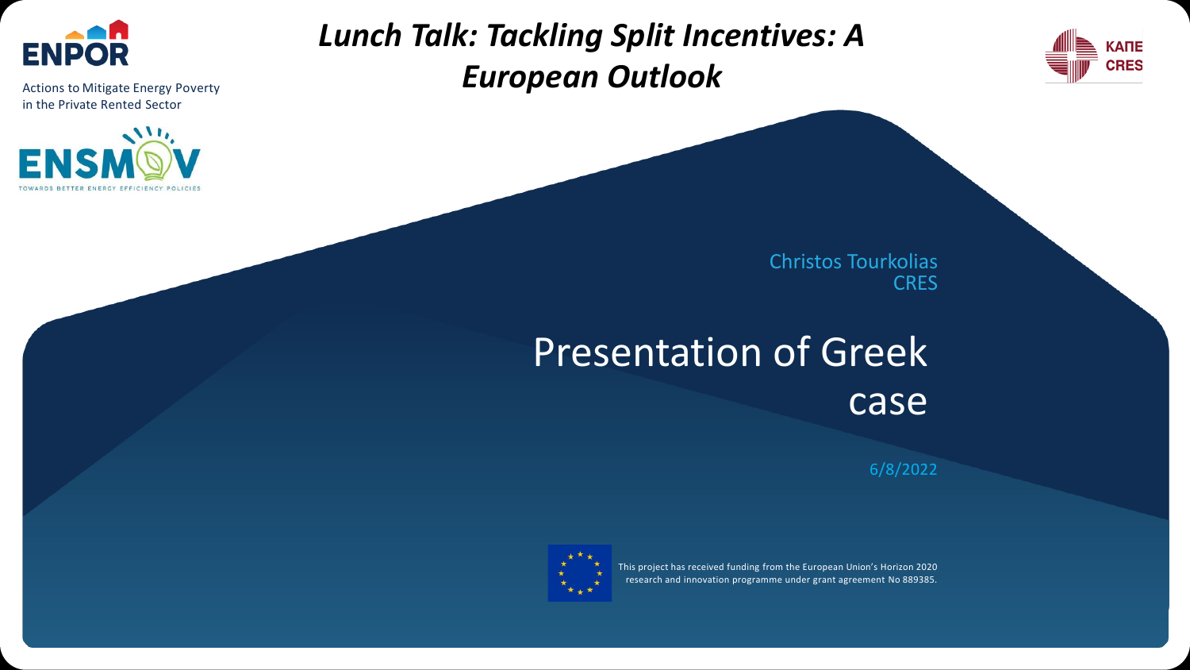ENPOR

Actions to Mitigate Energy Poverty in the Private Rented Sector

ENSMOV

TOWARDS BETTER ENERGY EFFICIENCY POLICIES

# *Lunch Talk: Tackling Split Incentives: A European Outlook*

ΚΑΠΕ CRES

Christos Tourkolias
CRES

## Presentation of Greek case

6/8/2022

This project has received funding from the European Union's Horizon 2020 research and innovation programme under grant agreement No 889385.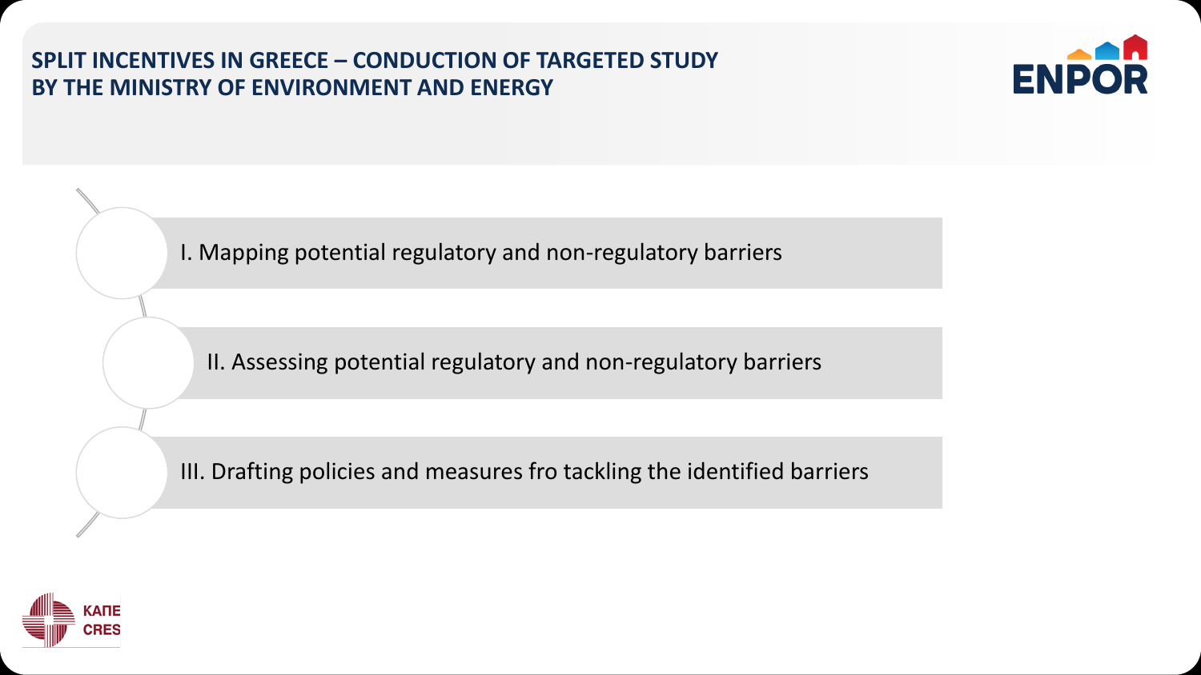# SPLIT INCENTIVES IN GREECE – CONDUCTION OF TARGETED STUDY BY THE MINISTRY OF ENVIRONMENT AND ENERGY

- I. Mapping potential regulatory and non-regulatory barriers
- II. Assessing potential regulatory and non-regulatory barriers
- III. Drafting policies and measures fro tackling the identified barriers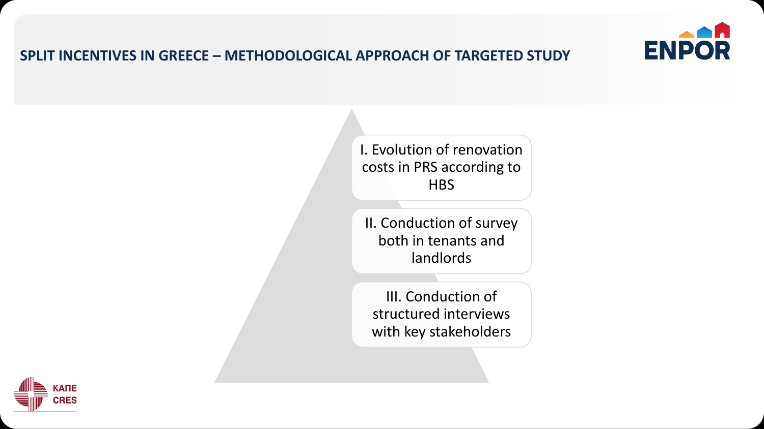# SPLIT INCENTIVES IN GREECE – METHODOLOGICAL APPROACH OF TARGETED STUDY

- I. Evolution of renovation costs in PRS according to HBS
- II. Conduction of survey both in tenants and landlords
- III. Conduction of structured interviews with key stakeholders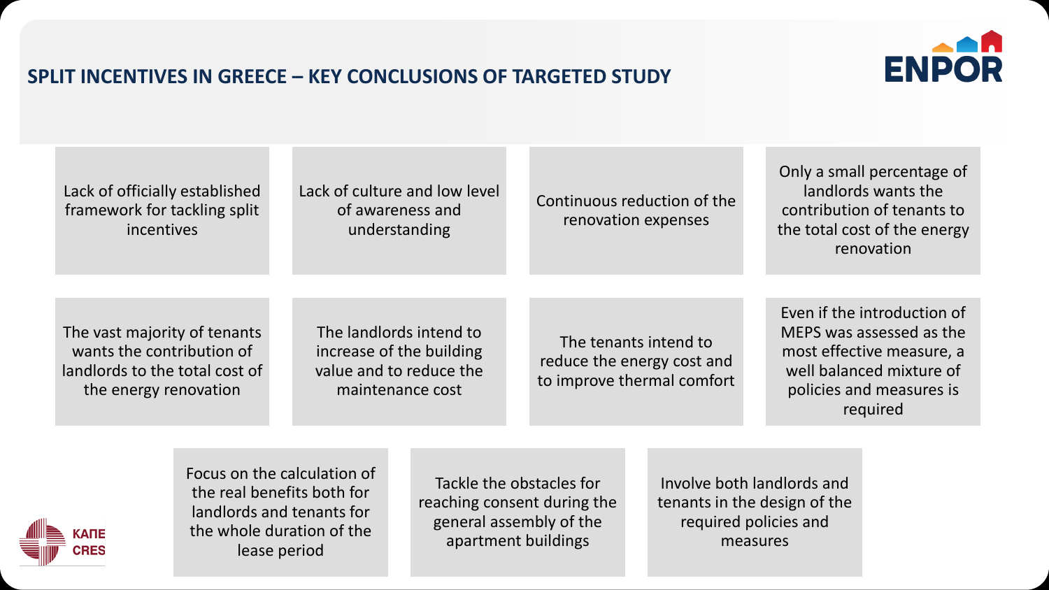## SPLIT INCENTIVES IN GREECE – KEY CONCLUSIONS OF TARGETED STUDY

- Lack of officially established framework for tackling split incentives
- Lack of culture and low level of awareness and understanding
- Continuous reduction of the renovation expenses
- Only a small percentage of landlords wants the contribution of tenants to the total cost of the energy renovation
- The vast majority of tenants wants the contribution of landlords to the total cost of the energy renovation
- The landlords intend to increase of the building value and to reduce the maintenance cost
- The tenants intend to reduce the energy cost and to improve thermal comfort
- Even if the introduction of MEPS was assessed as the most effective measure, a well balanced mixture of policies and measures is required
- Focus on the calculation of the real benefits both for landlords and tenants for the whole duration of the lease period
- Tackle the obstacles for reaching consent during the general assembly of the apartment buildings
- Involve both landlords and tenants in the design of the required policies and measures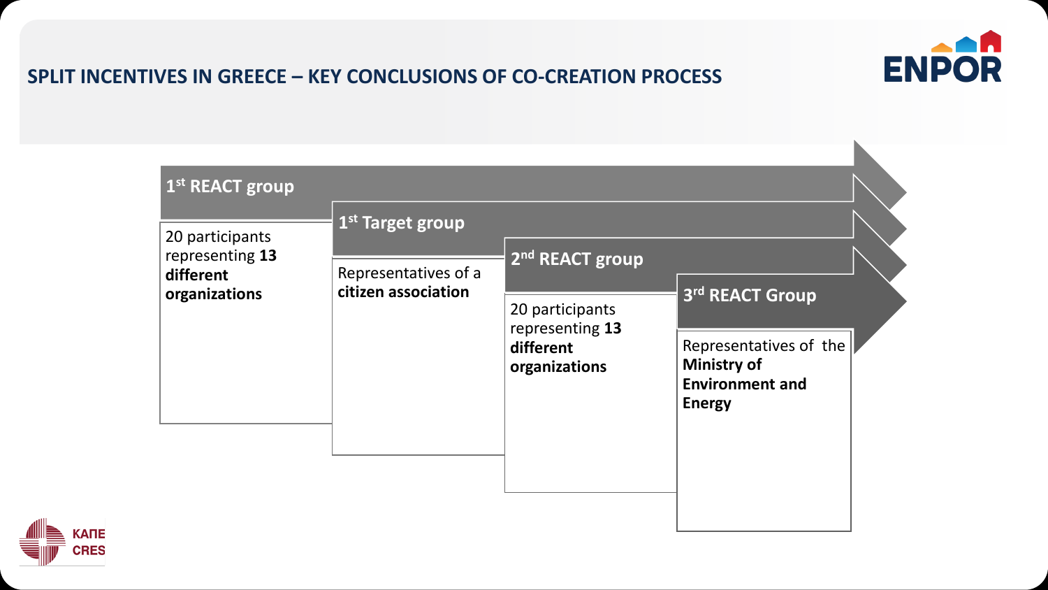# SPLIT INCENTIVES IN GREECE – KEY CONCLUSIONS OF CO-CREATION PROCESS

### 1st REACT group

20 participants representing **13 different organizations**

### 1st Target group

Representatives of a **citizen association**

### 2nd REACT group

20 participants representing **13 different organizations**

### 3rd REACT Group

Representatives of the **Ministry of Environment and Energy**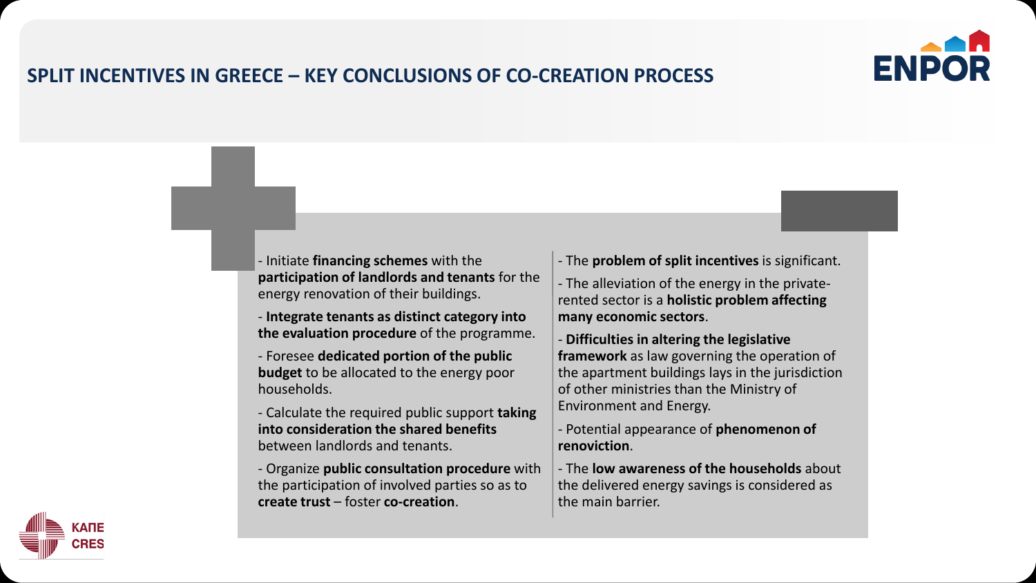# SPLIT INCENTIVES IN GREECE – KEY CONCLUSIONS OF CO-CREATION PROCESS

- Initiate **financing schemes** with the **participation of landlords and tenants** for the energy renovation of their buildings.
- **Integrate tenants as distinct category into the evaluation procedure** of the programme.
- Foresee **dedicated portion of the public budget** to be allocated to the energy poor households.
- Calculate the required public support **taking into consideration the shared benefits** between landlords and tenants.
- Organize **public consultation procedure** with the participation of involved parties so as to **create trust** – foster **co-creation**.

- The **problem of split incentives** is significant.
- The alleviation of the energy in the private-rented sector is a **holistic problem affecting many economic sectors**.
- **Difficulties in altering the legislative framework** as law governing the operation of the apartment buildings lays in the jurisdiction of other ministries than the Ministry of Environment and Energy.
- Potential appearance of **phenomenon of renoviction**.
- The **low awareness of the households** about the delivered energy savings is considered as the main barrier.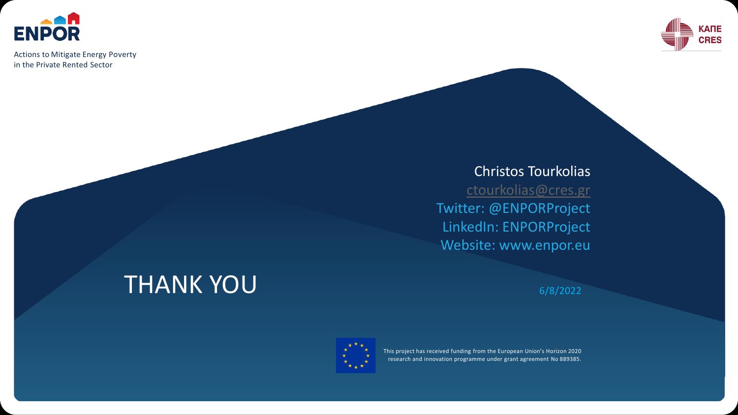ENPOR

Actions to Mitigate Energy Poverty in the Private Rented Sector

ΚΑΠΕ
CRES

# THANK YOU

Christos Tourkolias

ctourkolias@cres.gr

Twitter: @ENPORProject

LinkedIn: ENPORProject

Website: www.enpor.eu

6/8/2022

This project has received funding from the European Union's Horizon 2020 research and innovation programme under grant agreement No 889385.